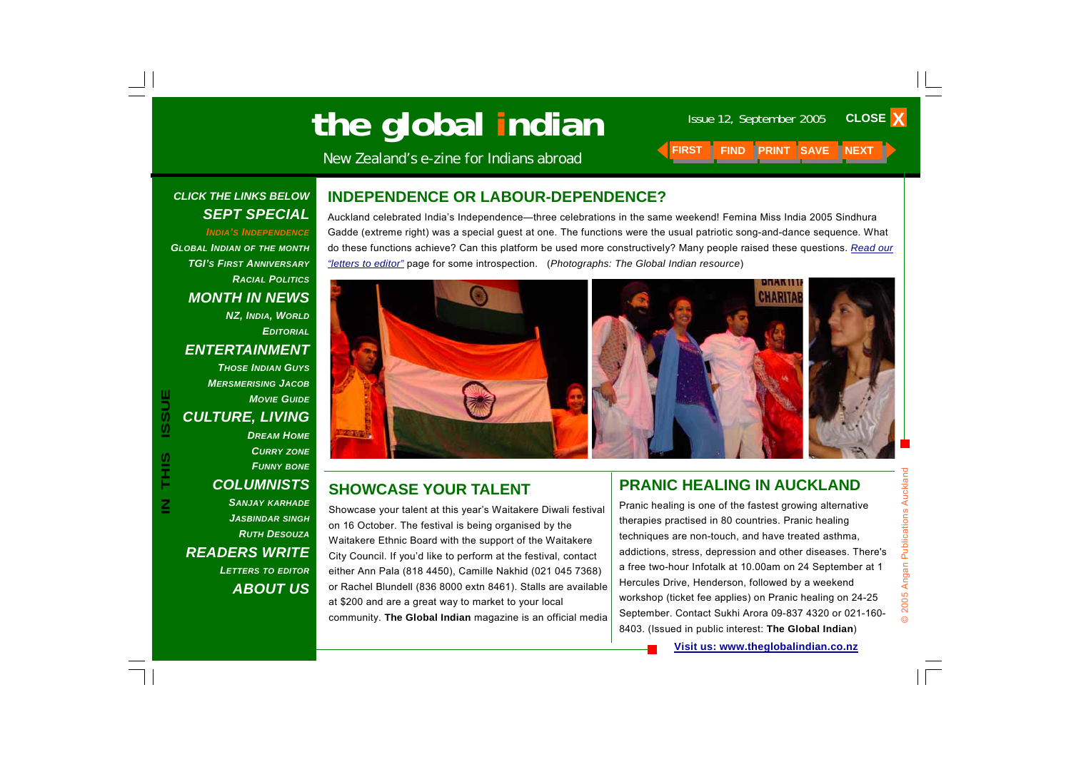# the global indian

New Zealand's e-zine for Indians abroad

Issue 12, September 2005

CLOSE X

FIRST FIND PRINT SAVE NEXT

**IN THIS ISSUE**

*CLICK THE LINKS BELOW*

***SEPT SPECIAL***

*INDIA'S INDEPENDENCE*

*GLOBAL INDIAN OF THE MONTH*

*TGI'S FIRST ANNIVERSARY*

*RACIAL POLITICS*

***MONTH IN NEWS***

*NZ, INDIA, WORLD*

*EDITORIAL*

***ENTERTAINMENT***

*THOSE INDIAN GUYS*

*MERSMERISING JACOB*

*MOVIE GUIDE*

***CULTURE, LIVING***

*DREAM HOME*

*CURRY ZONE*

*FUNNY BONE*

***COLUMNISTS***

*SANJAY KARHADE*

*JASBINDAR SINGH*

*RUTH DESOUZA*

***READERS WRITE***

*LETTERS TO EDITOR*

***ABOUT US***

## INDEPENDENCE OR LABOUR-DEPENDENCE?

Auckland celebrated India's Independence—three celebrations in the same weekend! Femina Miss India 2005 Sindhura Gadde (extreme right) was a special guest at one. The functions were the usual patriotic song-and-dance sequence. What do these functions achieve? Can this platform be used more constructively? Many people raised these questions. *Read our "letters to editor"* page for some introspection. (*Photographs: The Global Indian resource*)

## SHOWCASE YOUR TALENT

Showcase your talent at this year's Waitakere Diwali festival on 16 October. The festival is being organised by the Waitakere Ethnic Board with the support of the Waitakere City Council. If you'd like to perform at the festival, contact either Ann Pala (818 4450), Camille Nakhid (021 045 7368) or Rachel Blundell (836 8000 extn 8461). Stalls are available at $200 and are a great way to market to your local community. **The Global Indian** magazine is an official media

## PRANIC HEALING IN AUCKLAND

Pranic healing is one of the fastest growing alternative therapies practised in 80 countries. Pranic healing techniques are non-touch, and have treated asthma, addictions, stress, depression and other diseases. There's a free two-hour Infotalk at 10.00am on 24 September at 1 Hercules Drive, Henderson, followed by a weekend workshop (ticket fee applies) on Pranic healing on 24-25 September. Contact Sukhi Arora 09-837 4320 or 021-160-8403. (Issued in public interest: **The Global Indian**)

**Visit us: www.theglobalindian.co.nz**

© 2005 Angan Publications Auckland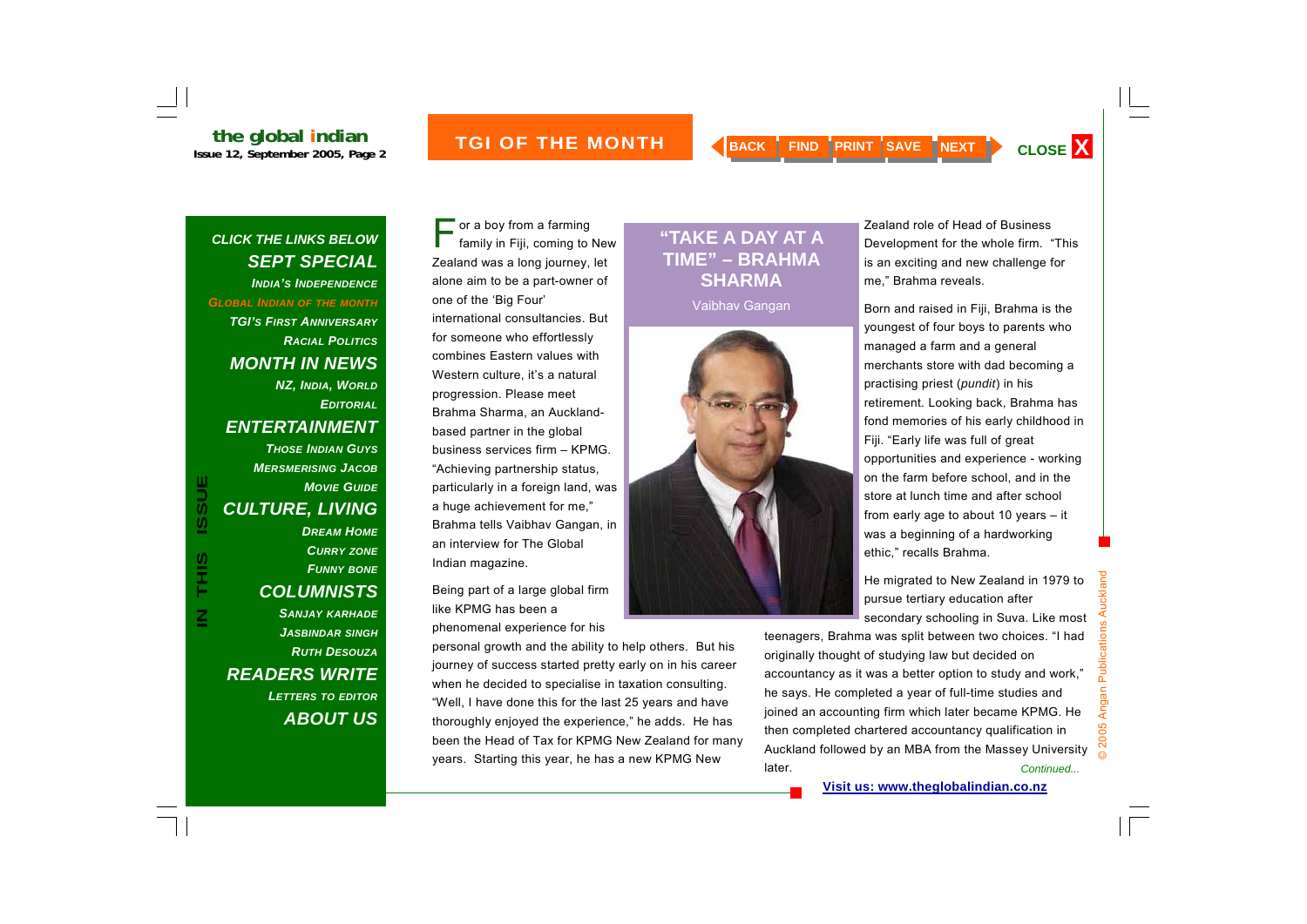# "TAKE A DAY AT A TIME" – BRAHMA SHARMA

Vaibhav Gangan

For a boy from a farming family in Fiji, coming to New Zealand was a long journey, let alone aim to be a part-owner of one of the 'Big Four' international consultancies. But for someone who effortlessly combines Eastern values with Western culture, it's a natural progression. Please meet Brahma Sharma, an Auckland-based partner in the global business services firm – KPMG. "Achieving partnership status, particularly in a foreign land, was a huge achievement for me," Brahma tells Vaibhav Gangan, in an interview for The Global Indian magazine.

Being part of a large global firm like KPMG has been a phenomenal experience for his personal growth and the ability to help others. But his journey of success started pretty early on in his career when he decided to specialise in taxation consulting. "Well, I have done this for the last 25 years and have thoroughly enjoyed the experience," he adds. He has been the Head of Tax for KPMG New Zealand for many years. Starting this year, he has a new KPMG New Zealand role of Head of Business Development for the whole firm. "This is an exciting and new challenge for me," Brahma reveals.

Born and raised in Fiji, Brahma is the youngest of four boys to parents who managed a farm and a general merchants store with dad becoming a practising priest (*pundit*) in his retirement. Looking back, Brahma has fond memories of his early childhood in Fiji. "Early life was full of great opportunities and experience - working on the farm before school, and in the store at lunch time and after school from early age to about 10 years – it was a beginning of a hardworking ethic," recalls Brahma.

He migrated to New Zealand in 1979 to pursue tertiary education after secondary schooling in Suva. Like most teenagers, Brahma was split between two choices. "I had originally thought of studying law but decided on accountancy as it was a better option to study and work," he says. He completed a year of full-time studies and joined an accounting firm which later became KPMG. He then completed chartered accountancy qualification in Auckland followed by an MBA from the Massey University later.

*Continued...*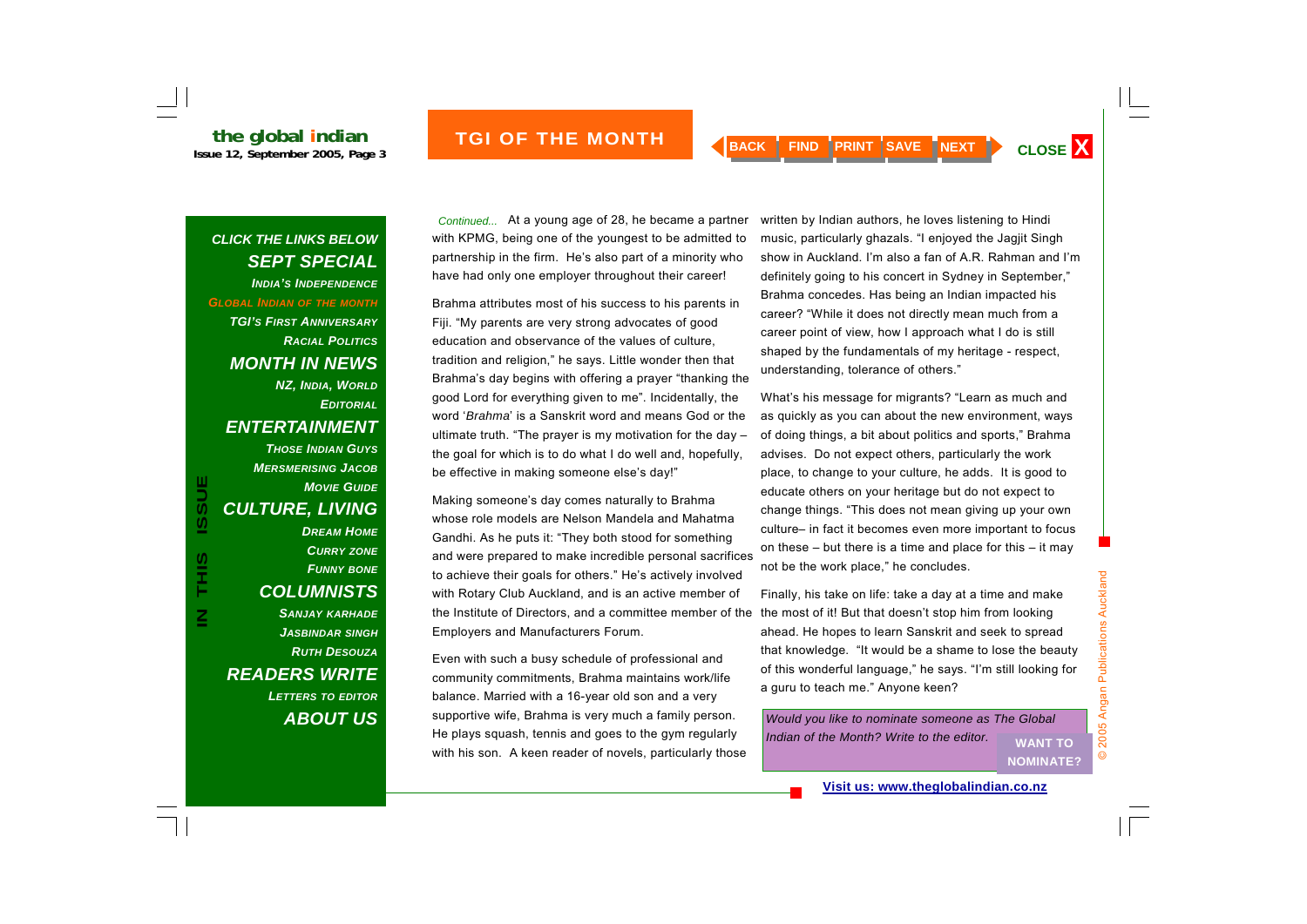## TGI OF THE MONTH

*Continued...* At a young age of 28, he became a partner with KPMG, being one of the youngest to be admitted to partnership in the firm. He's also part of a minority who have had only one employer throughout their career!

Brahma attributes most of his success to his parents in Fiji. "My parents are very strong advocates of good education and observance of the values of culture, tradition and religion," he says. Little wonder then that Brahma's day begins with offering a prayer "thanking the good Lord for everything given to me". Incidentally, the word '*Brahma*' is a Sanskrit word and means God or the ultimate truth. "The prayer is my motivation for the day – the goal for which is to do what I do well and, hopefully, be effective in making someone else's day!"

Making someone's day comes naturally to Brahma whose role models are Nelson Mandela and Mahatma Gandhi. As he puts it: "They both stood for something and were prepared to make incredible personal sacrifices to achieve their goals for others." He's actively involved with Rotary Club Auckland, and is an active member of the Institute of Directors, and a committee member of the Employers and Manufacturers Forum.

Even with such a busy schedule of professional and community commitments, Brahma maintains work/life balance. Married with a 16-year old son and a very supportive wife, Brahma is very much a family person. He plays squash, tennis and goes to the gym regularly with his son. A keen reader of novels, particularly those written by Indian authors, he loves listening to Hindi music, particularly ghazals. "I enjoyed the Jagjit Singh show in Auckland. I'm also a fan of A.R. Rahman and I'm definitely going to his concert in Sydney in September," Brahma concedes. Has being an Indian impacted his career? "While it does not directly mean much from a career point of view, how I approach what I do is still shaped by the fundamentals of my heritage - respect, understanding, tolerance of others."

What's his message for migrants? "Learn as much and as quickly as you can about the new environment, ways of doing things, a bit about politics and sports," Brahma advises. Do not expect others, particularly the work place, to change to your culture, he adds. It is good to educate others on your heritage but do not expect to change things. "This does not mean giving up your own culture– in fact it becomes even more important to focus on these – but there is a time and place for this – it may not be the work place," he concludes.

Finally, his take on life: take a day at a time and make the most of it! But that doesn't stop him from looking ahead. He hopes to learn Sanskrit and seek to spread that knowledge. "It would be a shame to lose the beauty of this wonderful language," he says. "I'm still looking for a guru to teach me." Anyone keen?

*Would you like to nominate someone as The Global Indian of the Month? Write to the editor.* **WANT TO NOMINATE?**

**Visit us: www.theglobalindian.co.nz**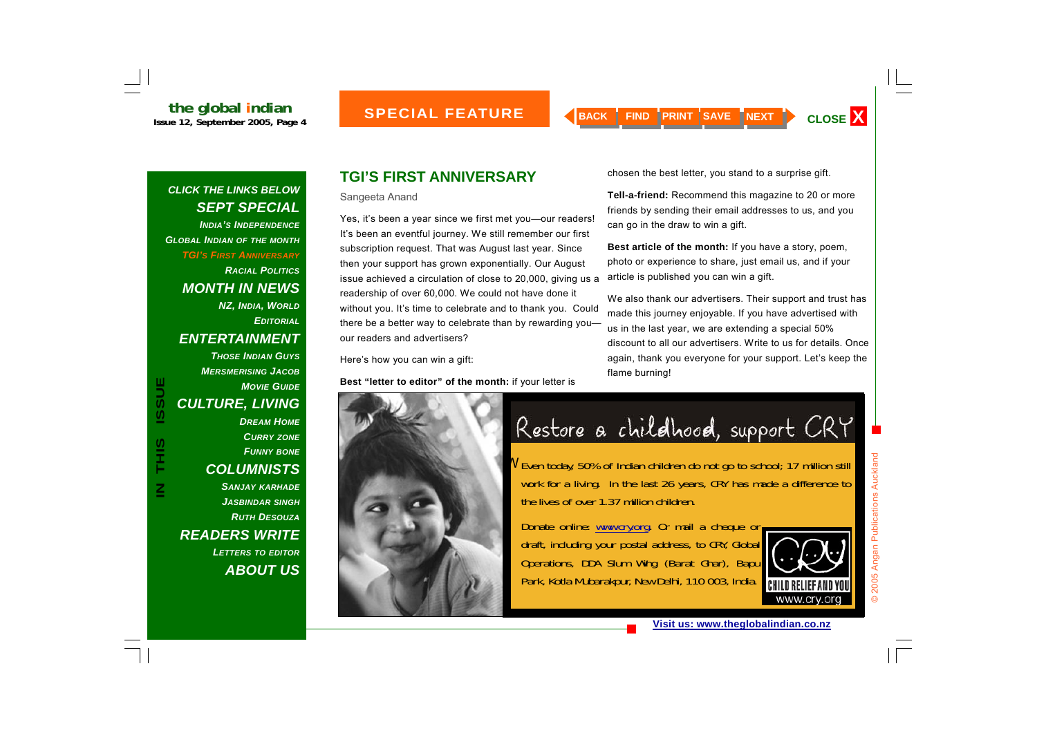# TGI'S FIRST ANNIVERSARY

Sangeeta Anand

Yes, it's been a year since we first met you—our readers! It's been an eventful journey. We still remember our first subscription request. That was August last year. Since then your support has grown exponentially. Our August issue achieved a circulation of close to 20,000, giving us a readership of over 60,000. We could not have done it without you. It's time to celebrate and to thank you. Could there be a better way to celebrate than by rewarding you—our readers and advertisers?

Here's how you can win a gift:

**Best "letter to editor" of the month:** if your letter is chosen the best letter, you stand to a surprise gift.

**Tell-a-friend:** Recommend this magazine to 20 or more friends by sending their email addresses to us, and you can go in the draw to win a gift.

**Best article of the month:** If you have a story, poem, photo or experience to share, just email us, and if your article is published you can win a gift.

We also thank our advertisers. Their support and trust has made this journey enjoyable. If you have advertised with us in the last year, we are extending a special 50% discount to all our advertisers. Write to us for details. Once again, thank you everyone for your support. Let's keep the flame burning!

## Restore a childhood, support CRY

Even today, 50% of Indian children do not go to school; 17 million still work for a living. In the last 26 years, CRY has made a difference to the lives of over 1.37 million children.

Donate online: www.cry.org. Or mail a cheque or draft, including your postal address, to CRY, Global Operations, DDA Slum Wing (Barat Ghar), Bapu Park, Kotla Mubarakpur, New Delhi, 110 003, India.

CHILD RELIEF AND YOU
www.cry.org

Visit us: www.theglobalindian.co.nz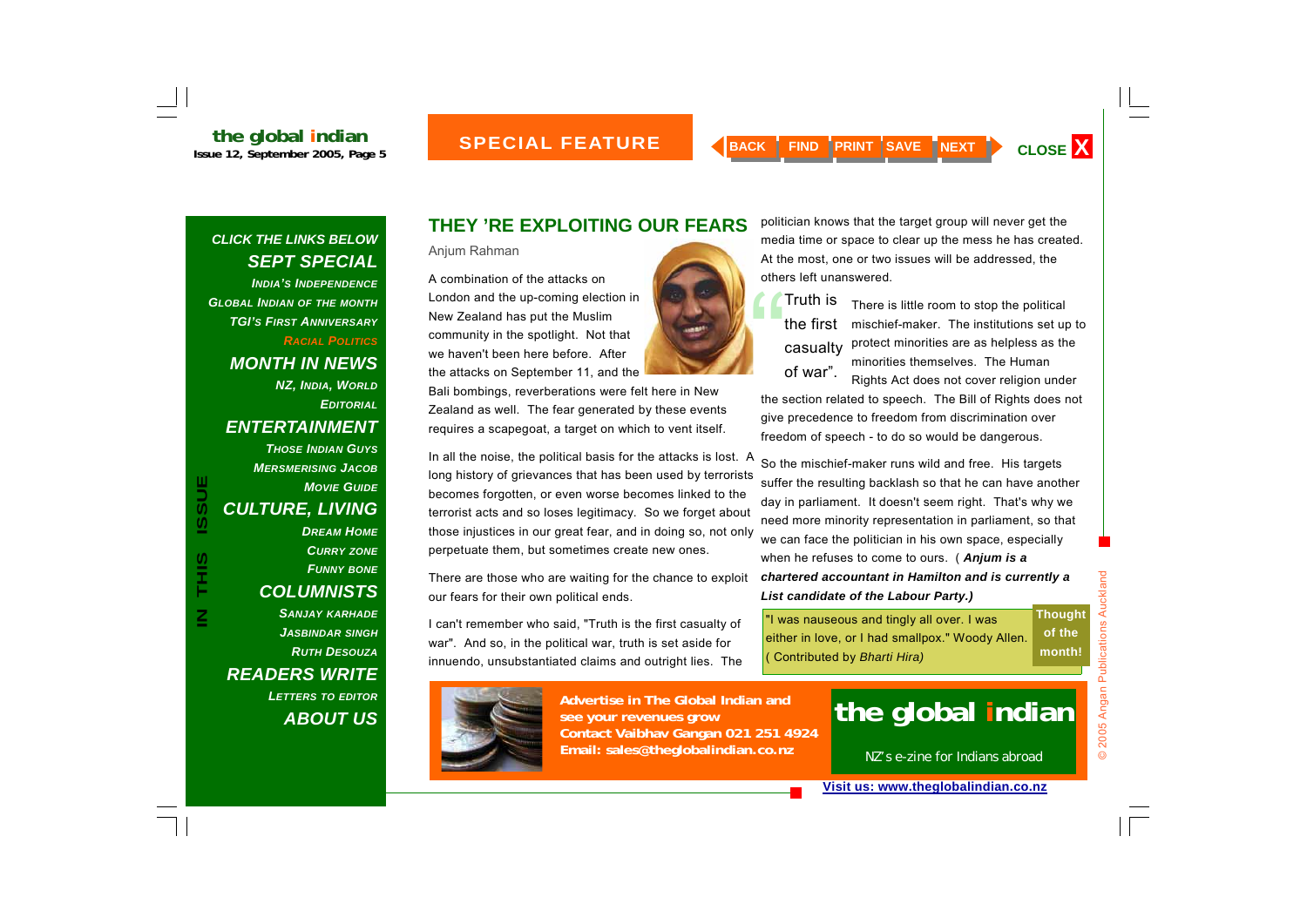## THEY 'RE EXPLOITING OUR FEARS

Anjum Rahman

A combination of the attacks on London and the up-coming election in New Zealand has put the Muslim community in the spotlight. Not that we haven't been here before. After the attacks on September 11, and the Bali bombings, reverberations were felt here in New Zealand as well. The fear generated by these events requires a scapegoat, a target on which to vent itself.

In all the noise, the political basis for the attacks is lost. A long history of grievances that has been used by terrorists becomes forgotten, or even worse becomes linked to the terrorist acts and so loses legitimacy. So we forget about those injustices in our great fear, and in doing so, not only perpetuate them, but sometimes create new ones.

There are those who are waiting for the chance to exploit our fears for their own political ends.

I can't remember who said, "Truth is the first casualty of war". And so, in the political war, truth is set aside for innuendo, unsubstantiated claims and outright lies. The politician knows that the target group will never get the media time or space to clear up the mess he has created. At the most, one or two issues will be addressed, the others left unanswered.

> "Truth is the first casualty of war".

There is little room to stop the political mischief-maker. The institutions set up to protect minorities are as helpless as the minorities themselves. The Human Rights Act does not cover religion under the section related to speech. The Bill of Rights does not give precedence to freedom from discrimination over freedom of speech - to do so would be dangerous.

So the mischief-maker runs wild and free. His targets suffer the resulting backlash so that he can have another day in parliament. It doesn't seem right. That's why we need more minority representation in parliament, so that we can face the politician in his own space, especially when he refuses to come to ours. ( ***Anjum is a chartered accountant in Hamilton and is currently a List candidate of the Labour Party.)***

**Thought of the month!**

"I was nauseous and tingly all over. I was either in love, or I had smallpox." Woody Allen. ( Contributed by *Bharti Hira)*

**Advertise in The Global Indian and see your revenues grow**
**Contact Vaibhav Gangan 021 251 4924**
**Email: sales@theglobalindian.co.nz**

**the global indian**
NZ's e-zine for Indians abroad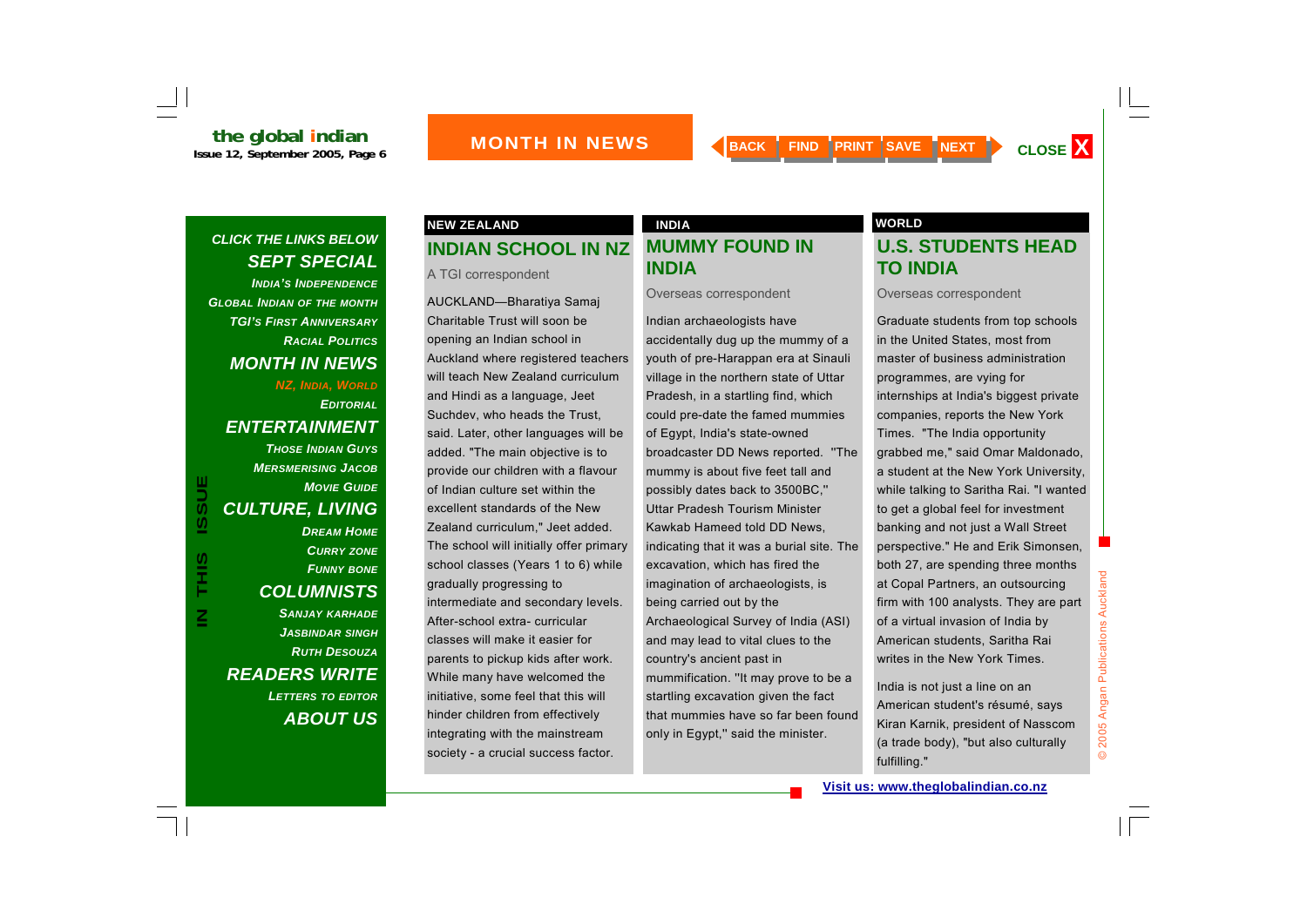# MONTH IN NEWS

## NEW ZEALAND

### INDIAN SCHOOL IN NZ

A TGI correspondent

AUCKLAND—Bharatiya Samaj Charitable Trust will soon be opening an Indian school in Auckland where registered teachers will teach New Zealand curriculum and Hindi as a language, Jeet Suchdev, who heads the Trust, said. Later, other languages will be added. "The main objective is to provide our children with a flavour of Indian culture set within the excellent standards of the New Zealand curriculum," Jeet added. The school will initially offer primary school classes (Years 1 to 6) while gradually progressing to intermediate and secondary levels. After-school extra- curricular classes will make it easier for parents to pickup kids after work. While many have welcomed the initiative, some feel that this will hinder children from effectively integrating with the mainstream society - a crucial success factor.

## INDIA

### MUMMY FOUND IN INDIA

Overseas correspondent

Indian archaeologists have accidentally dug up the mummy of a youth of pre-Harappan era at Sinauli village in the northern state of Uttar Pradesh, in a startling find, which could pre-date the famed mummies of Egypt, India's state-owned broadcaster DD News reported. "The mummy is about five feet tall and possibly dates back to 3500BC," Uttar Pradesh Tourism Minister Kawkab Hameed told DD News, indicating that it was a burial site. The excavation, which has fired the imagination of archaeologists, is being carried out by the Archaeological Survey of India (ASI) and may lead to vital clues to the country's ancient past in mummification. "It may prove to be a startling excavation given the fact that mummies have so far been found only in Egypt," said the minister.

## WORLD

### U.S. STUDENTS HEAD TO INDIA

Overseas correspondent

Graduate students from top schools in the United States, most from master of business administration programmes, are vying for internships at India's biggest private companies, reports the New York Times. "The India opportunity grabbed me," said Omar Maldonado, a student at the New York University, while talking to Saritha Rai. "I wanted to get a global feel for investment banking and not just a Wall Street perspective." He and Erik Simonsen, both 27, are spending three months at Copal Partners, an outsourcing firm with 100 analysts. They are part of a virtual invasion of India by American students, Saritha Rai writes in the New York Times.

India is not just a line on an American student's résumé, says Kiran Karnik, president of Nasscom (a trade body), "but also culturally fulfilling."

Visit us: www.theglobalindian.co.nz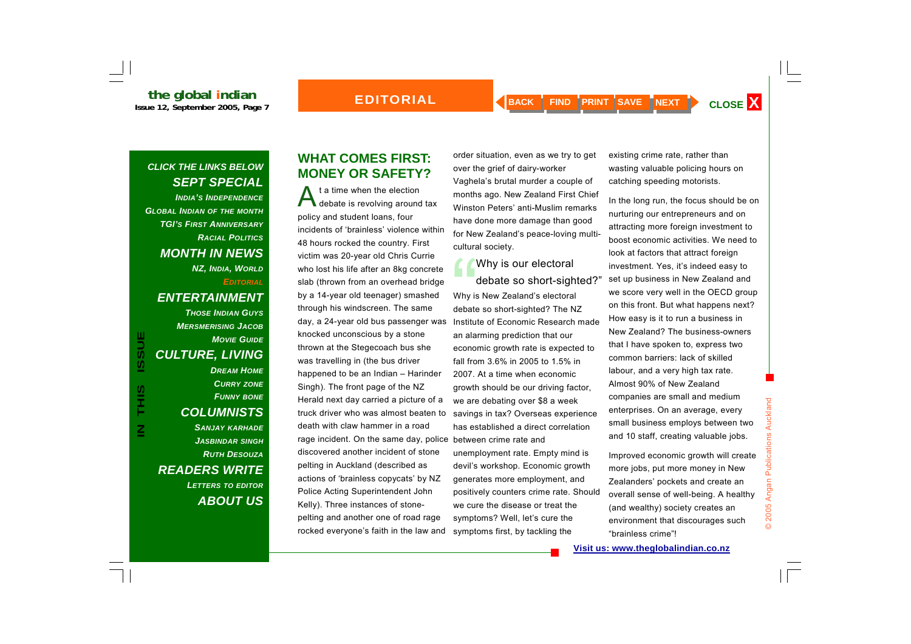## WHAT COMES FIRST: MONEY OR SAFETY?

At a time when the election debate is revolving around tax policy and student loans, four incidents of 'brainless' violence within 48 hours rocked the country. First victim was 20-year old Chris Currie who lost his life after an 8kg concrete slab (thrown from an overhead bridge by a 14-year old teenager) smashed through his windscreen. The same day, a 24-year old bus passenger was knocked unconscious by a stone thrown at the Stegecoach bus she was travelling in (the bus driver happened to be an Indian – Harinder Singh). The front page of the NZ Herald next day carried a picture of a truck driver who was almost beaten to death with claw hammer in a road rage incident. On the same day, police discovered another incident of stone pelting in Auckland (described as actions of 'brainless copycats' by NZ Police Acting Superintendent John Kelly). Three instances of stone-pelting and another one of road rage rocked everyone's faith in the law and order situation, even as we try to get over the grief of dairy-worker Vaghela's brutal murder a couple of months ago. New Zealand First Chief Winston Peters' anti-Muslim remarks have done more damage than good for New Zealand's peace-loving multi-cultural society.

> "Why is our electoral debate so short-sighted?"

Why is New Zealand's electoral debate so short-sighted? The NZ Institute of Economic Research made an alarming prediction that our economic growth rate is expected to fall from 3.6% in 2005 to 1.5% in 2007. At a time when economic growth should be our driving factor, we are debating over $8 a week savings in tax? Overseas experience has established a direct correlation between crime rate and unemployment rate. Empty mind is devil's workshop. Economic growth generates more employment, and positively counters crime rate. Should we cure the disease or treat the symptoms? Well, let's cure the symptoms first, by tackling the existing crime rate, rather than wasting valuable policing hours on catching speeding motorists.

In the long run, the focus should be on nurturing our entrepreneurs and on attracting more foreign investment to boost economic activities. We need to look at factors that attract foreign investment. Yes, it's indeed easy to set up business in New Zealand and we score very well in the OECD group on this front. But what happens next? How easy is it to run a business in New Zealand? The business-owners that I have spoken to, express two common barriers: lack of skilled labour, and a very high tax rate. Almost 90% of New Zealand companies are small and medium enterprises. On an average, every small business employs between two and 10 staff, creating valuable jobs.

Improved economic growth will create more jobs, put more money in New Zealanders' pockets and create an overall sense of well-being. A healthy (and wealthy) society creates an environment that discourages such "brainless crime"!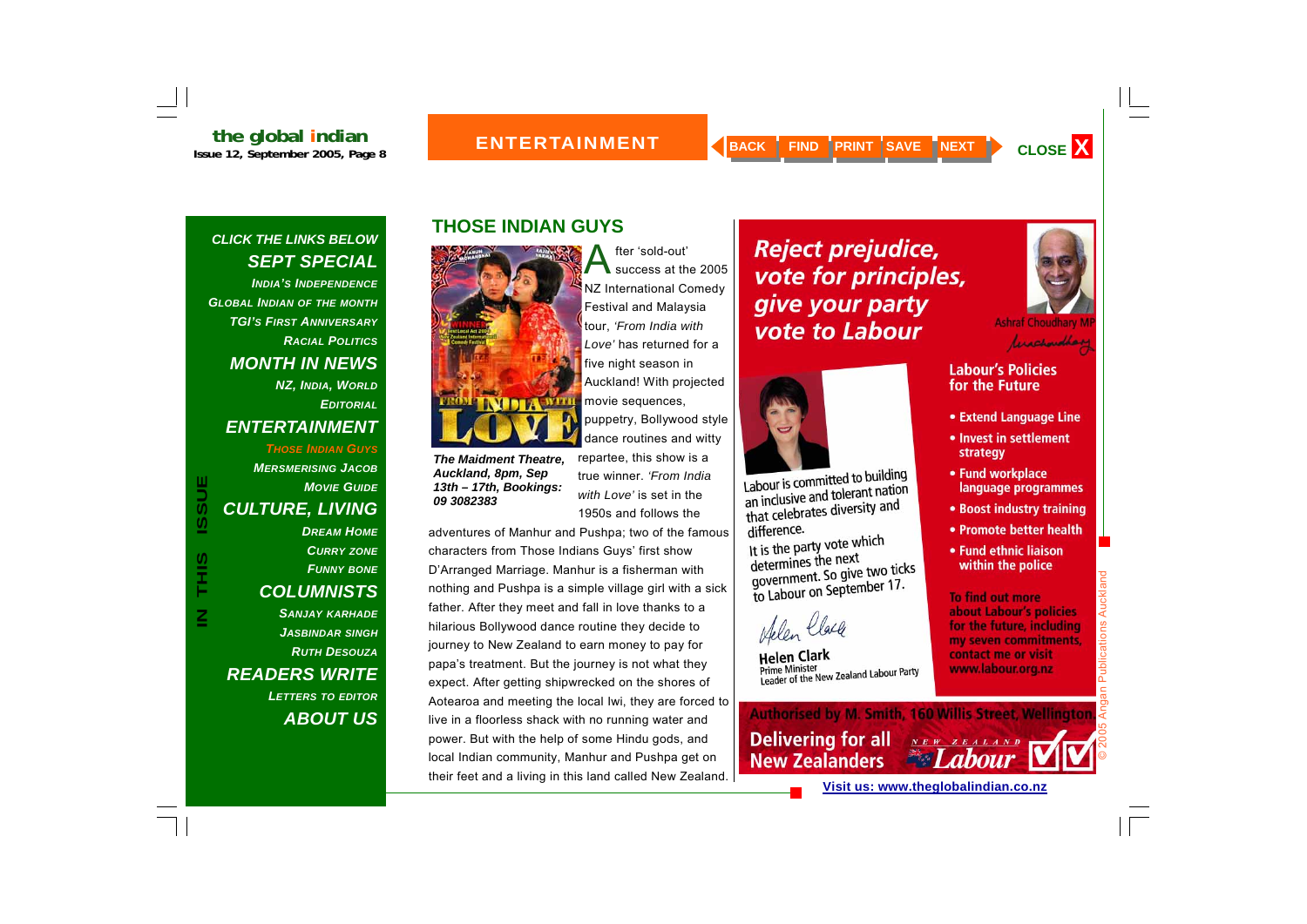**CLICK THE LINKS BELOW**

**SEPT SPECIAL**
- India's Independence
- Global Indian of the Month
- TGI's First Anniversary
- Racial Politics

**MONTH IN NEWS**
- NZ, India, World
- Editorial

**ENTERTAINMENT**
- Those Indian Guys
- Mersmerising Jacob
- Movie Guide

**CULTURE, LIVING**
- Dream Home
- Curry Zone
- Funny Bone

**COLUMNISTS**
- Sanjay Karhade
- Jasbindar Singh
- Ruth Desouza

**READERS WRITE**
- Letters to Editor

**ABOUT US**

## THOSE INDIAN GUYS

***The Maidment Theatre, Auckland, 8pm, Sep 13th – 17th, Bookings: 09 3082383***

After 'sold-out' success at the 2005 NZ International Comedy Festival and Malaysia tour, *'From India with Love'* has returned for a five night season in Auckland! With projected movie sequences, puppetry, Bollywood style dance routines and witty repartee, this show is a true winner. *'From India with Love'* is set in the 1950s and follows the adventures of Manhur and Pushpa; two of the famous characters from Those Indians Guys' first show D'Arranged Marriage. Manhur is a fisherman with nothing and Pushpa is a simple village girl with a sick father. After they meet and fall in love thanks to a hilarious Bollywood dance routine they decide to journey to New Zealand to earn money to pay for papa's treatment. But the journey is not what they expect. After getting shipwrecked on the shores of Aotearoa and meeting the local Iwi, they are forced to live in a floorless shack with no running water and power. But with the help of some Hindu gods, and local Indian community, Manhur and Pushpa get on their feet and a living in this land called New Zealand.

***Reject prejudice, vote for principles, give your party vote to Labour***

Ashraf Choudhary MP

Labour is committed to building an inclusive and tolerant nation that celebrates diversity and difference.

It is the party vote which determines the next government. So give two ticks to Labour on September 17.

Helen Clark
Prime Minister
Leader of the New Zealand Labour Party

**Labour's Policies for the Future**

- Extend Language Line
- Invest in settlement strategy
- Fund workplace language programmes
- Boost industry training
- Promote better health
- Fund ethnic liaison within the police

To find out more about Labour's policies for the future, including my seven commitments, contact me or visit www.labour.org.nz

Authorised by M. Smith, 160 Willis Street, Wellington.

**Delivering for all New Zealanders** — New Zealand Labour

Visit us: www.theglobalindian.co.nz

© 2005 Angan Publications Auckland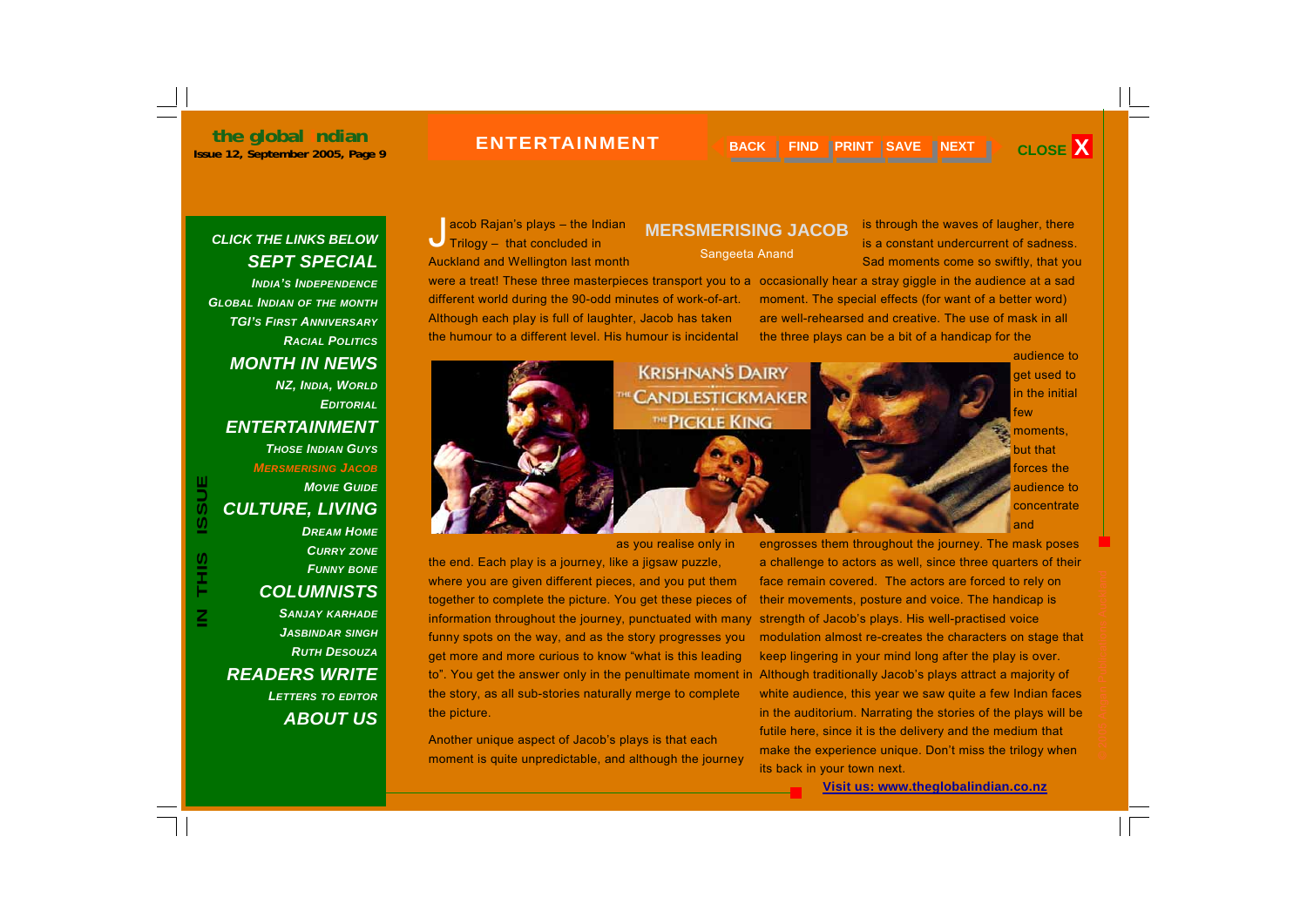# MERSMERISING JACOB

Sangeeta Anand

Jacob Rajan's plays – the Indian Trilogy – that concluded in Auckland and Wellington last month were a treat! These three masterpieces transport you to a different world during the 90-odd minutes of work-of-art. Although each play is full of laughter, Jacob has taken the humour to a different level. His humour is incidental as you realise only in the end. Each play is a journey, like a jigsaw puzzle, where you are given different pieces, and you put them together to complete the picture. You get these pieces of information throughout the journey, punctuated with many funny spots on the way, and as the story progresses you get more and more curious to know "what is this leading to". You get the answer only in the penultimate moment in the story, as all sub-stories naturally merge to complete the picture.

Another unique aspect of Jacob's plays is that each moment is quite unpredictable, and although the journey is through the waves of laughter, there is a constant undercurrent of sadness. Sad moments come so swiftly, that you occasionally hear a stray giggle in the audience at a sad moment. The special effects (for want of a better word) are well-rehearsed and creative. The use of mask in all the three plays can be a bit of a handicap for the audience to get used to in the initial few moments, but that forces the audience to concentrate and engrosses them throughout the journey. The mask poses a challenge to actors as well, since three quarters of their face remain covered. The actors are forced to rely on their movements, posture and voice. The handicap is strength of Jacob's plays. His well-practised voice modulation almost re-creates the characters on stage that keep lingering in your mind long after the play is over. Although traditionally Jacob's plays attract a majority of white audience, this year we saw quite a few Indian faces in the auditorium. Narrating the stories of the plays will be futile here, since it is the delivery and the medium that make the experience unique. Don't miss the trilogy when its back in your town next.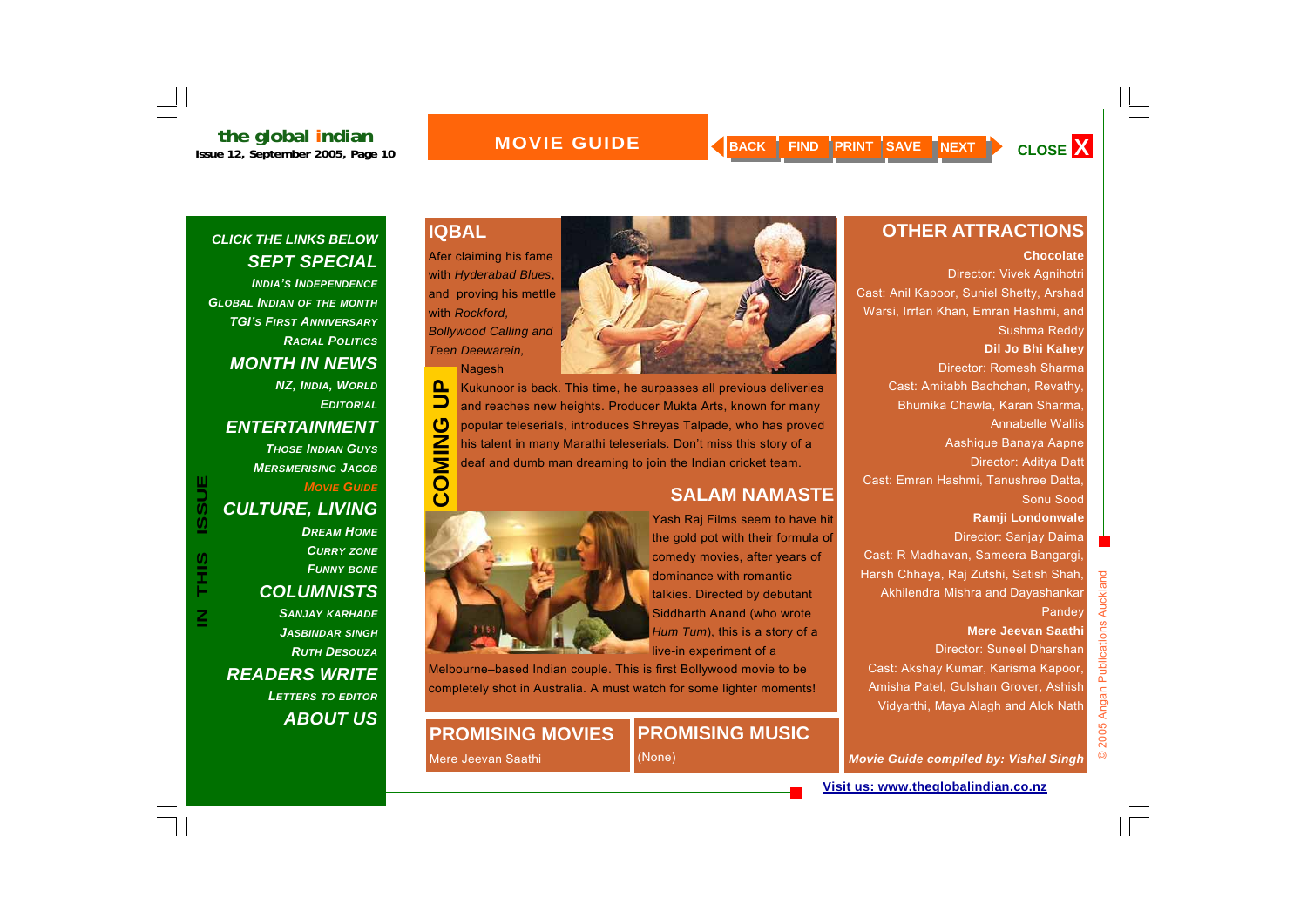# MOVIE GUIDE

**CLICK THE LINKS BELOW**

**SEPT SPECIAL**
- India's Independence
- Global Indian of the Month
- TGI's First Anniversary
- Racial Politics

**MONTH IN NEWS**
- NZ, India, World
- Editorial

**ENTERTAINMENT**
- Those Indian Guys
- Mersmerising Jacob
- Movie Guide

**CULTURE, LIVING**
- Dream Home
- Curry Zone
- Funny Bone

**COLUMNISTS**
- Sanjay Karhade
- Jasbindar Singh
- Ruth Desouza

**READERS WRITE**
- Letters to Editor

**ABOUT US**

## COMING UP

### IQBAL

Afer claiming his fame with *Hyderabad Blues*, and proving his mettle with *Rockford, Bollywood Calling and Teen Deewarein,* Nagesh Kukunoor is back. This time, he surpasses all previous deliveries and reaches new heights. Producer Mukta Arts, known for many popular teleserials, introduces Shreyas Talpade, who has proved his talent in many Marathi teleserials. Don't miss this story of a deaf and dumb man dreaming to join the Indian cricket team.

### SALAM NAMASTE

Yash Raj Films seem to have hit the gold pot with their formula of comedy movies, after years of dominance with romantic talkies. Directed by debutant Siddharth Anand (who wrote *Hum Tum*), this is a story of a live-in experiment of a Melbourne–based Indian couple. This is first Bollywood movie to be completely shot in Australia. A must watch for some lighter moments!

## PROMISING MOVIES

Mere Jeevan Saathi

## PROMISING MUSIC

(None)

## OTHER ATTRACTIONS

**Chocolate**
Director: Vivek Agnihotri
Cast: Anil Kapoor, Suniel Shetty, Arshad Warsi, Irrfan Khan, Emran Hashmi, and Sushma Reddy

**Dil Jo Bhi Kahey**
Director: Romesh Sharma
Cast: Amitabh Bachchan, Revathy, Bhumika Chawla, Karan Sharma, Annabelle Wallis

Aashique Banaya Aapne
Director: Aditya Datt
Cast: Emran Hashmi, Tanushree Datta, Sonu Sood

**Ramji Londonwale**
Director: Sanjay Daima
Cast: R Madhavan, Sameera Bangargi, Harsh Chhaya, Raj Zutshi, Satish Shah, Akhilendra Mishra and Dayashankar Pandey

**Mere Jeevan Saathi**
Director: Suneel Dharshan
Cast: Akshay Kumar, Karisma Kapoor, Amisha Patel, Gulshan Grover, Ashish Vidyarthi, Maya Alagh and Alok Nath

*Movie Guide compiled by: Vishal Singh*

Visit us: www.theglobalindian.co.nz

© 2005 Angan Publications Auckland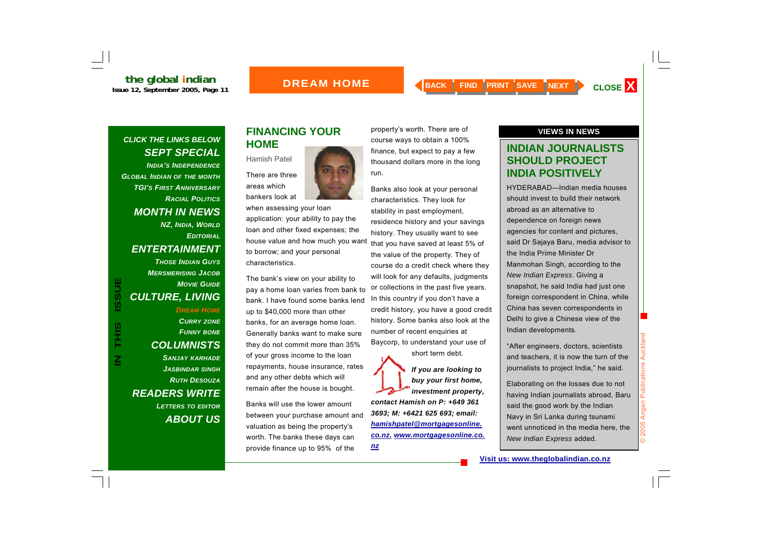## FINANCING YOUR HOME

Hamish Patel

There are three areas which bankers look at when assessing your loan application: your ability to pay the loan and other fixed expenses; the house value and how much you want to borrow; and your personal characteristics.

The bank's view on your ability to pay a home loan varies from bank to bank. I have found some banks lend up to $40,000 more than other banks, for an average home loan. Generally banks want to make sure they do not commit more than 35% of your gross income to the loan repayments, house insurance, rates and any other debts which will remain after the house is bought.

Banks will use the lower amount between your purchase amount and valuation as being the property's worth. The banks these days can provide finance up to 95% of the property's worth. There are of course ways to obtain a 100% finance, but expect to pay a few thousand dollars more in the long run.

Banks also look at your personal characteristics. They look for stability in past employment, residence history and your savings history. They usually want to see that you have saved at least 5% of the value of the property. They of course do a credit check where they will look for any defaults, judgments or collections in the past five years. In this country if you don't have a credit history, you have a good credit history. Some banks also look at the number of recent enquiries at Baycorp, to understand your use of short term debt.

***If you are looking to buy your first home, investment property, contact Hamish on P: +649 361 3693; M: +6421 625 693; email: [hamishpatel@mortgagesonline.co.nz](mailto:hamishpatel@mortgagesonline.co.nz). [www.mortgagesonline.co.nz](http://www.mortgagesonline.co.nz)***

---

**VIEWS IN NEWS**

## INDIAN JOURNALISTS SHOULD PROJECT INDIA POSITIVELY

HYDERABAD—Indian media houses should invest to build their network abroad as an alternative to dependence on foreign news agencies for content and pictures, said Dr Sajaya Baru, media advisor to the India Prime Minister Dr Manmohan Singh, according to the *New Indian Express*. Giving a snapshot, he said India had just one foreign correspondent in China, while China has seven correspondents in Delhi to give a Chinese view of the Indian developments.

"After engineers, doctors, scientists and teachers, it is now the turn of the journalists to project India," he said.

Elaborating on the losses due to not having Indian journalists abroad, Baru said the good work by the Indian Navy in Sri Lanka during tsunami went unnoticed in the media here, the *New Indian Express* added.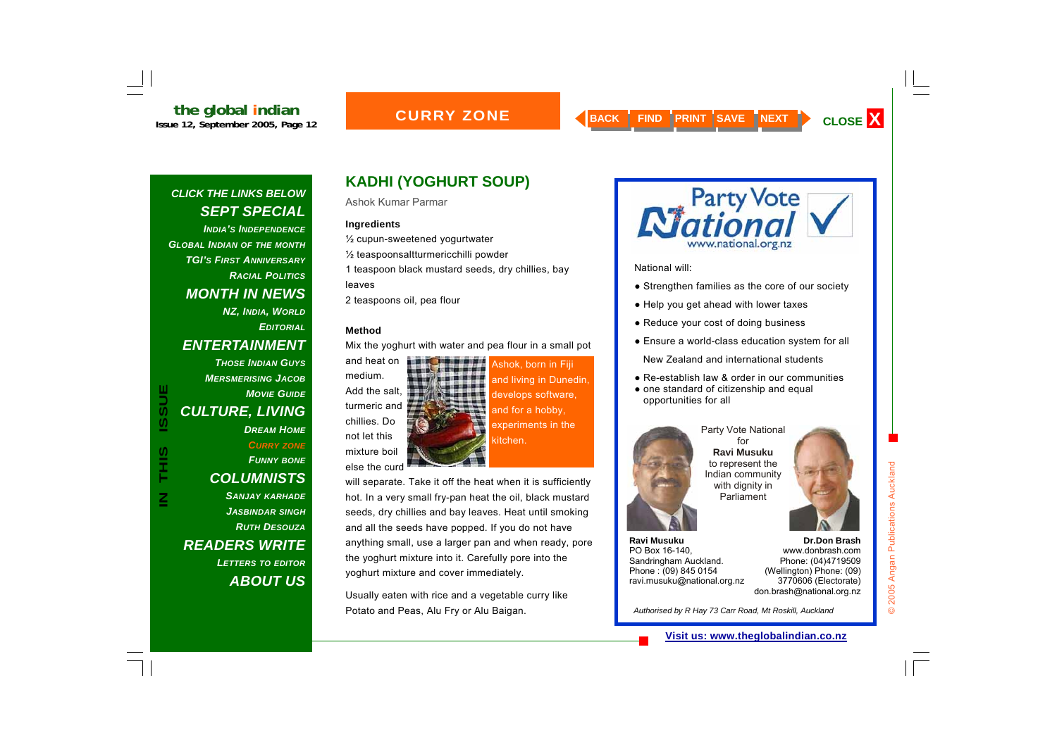# KADHI (YOGHURT SOUP)

Ashok Kumar Parmar

**Ingredients**

½ cupun-sweetened yogurtwater

½ teaspoonsaltturmericchilli powder

1 teaspoon black mustard seeds, dry chillies, bay leaves

2 teaspoons oil, pea flour

**Method**

Mix the yoghurt with water and pea flour in a small pot and heat on medium. Add the salt, turmeric and chillies. Do not let this mixture boil else the curd will separate. Take it off the heat when it is sufficiently hot. In a very small fry-pan heat the oil, black mustard seeds, dry chillies and bay leaves. Heat until smoking and all the seeds have popped. If you do not have anything small, use a larger pan and when ready, pore the yoghurt mixture into it. Carefully pore into the yoghurt mixture and cover immediately.

Ashok, born in Fiji and living in Dunedin, develops software, and for a hobby, experiments in the kitchen.

Usually eaten with rice and a vegetable curry like Potato and Peas, Alu Fry or Alu Baigan.

---

Party Vote National
www.national.org.nz

National will:

- Strengthen families as the core of our society
- Help you get ahead with lower taxes
- Reduce your cost of doing business
- Ensure a world-class education system for all New Zealand and international students
- Re-establish law & order in our communities
- one standard of citizenship and equal opportunities for all

Party Vote National for **Ravi Musuku** to represent the Indian community with dignity in Parliament

**Ravi Musuku**
PO Box 16-140,
Sandringham Auckland.
Phone : (09) 845 0154
ravi.musuku@national.org.nz

**Dr.Don Brash**
www.donbrash.com
Phone: (04)4719509
(Wellington) Phone: (09) 3770606 (Electorate)
don.brash@national.org.nz

*Authorised by R Hay 73 Carr Road, Mt Roskill, Auckland*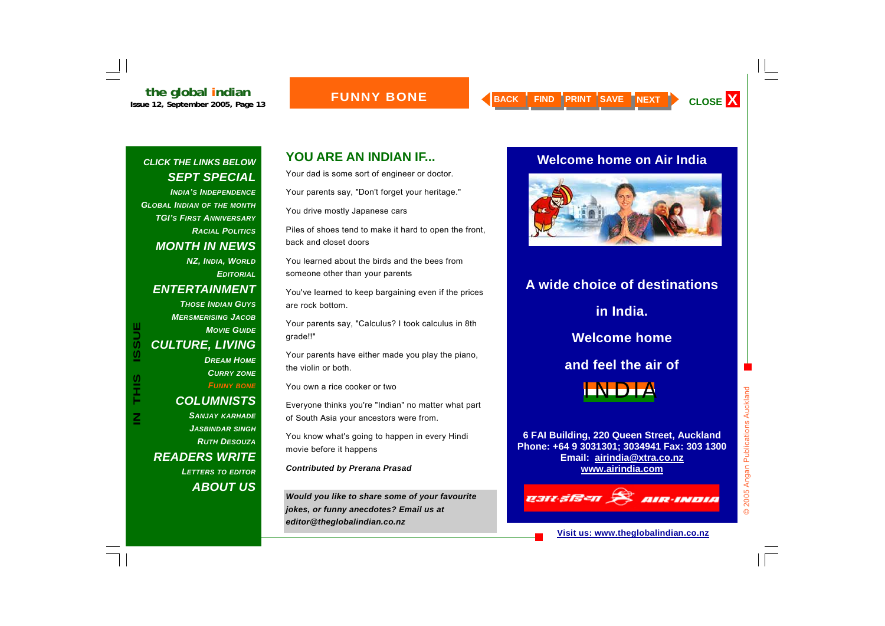# FUNNY BONE

**CLICK THE LINKS BELOW**

**SEPT SPECIAL**
- India's Independence
- Global Indian of the Month
- TGI's First Anniversary
- Racial Politics

**MONTH IN NEWS**
- NZ, India, World
- Editorial

**ENTERTAINMENT**
- Those Indian Guys
- Mersmerising Jacob
- Movie Guide

**CULTURE, LIVING**
- Dream Home
- Curry Zone
- Funny Bone

**COLUMNISTS**
- Sanjay Karhade
- Jasbindar Singh
- Ruth Desouza

**READERS WRITE**
- Letters to Editor

**ABOUT US**

IN THIS ISSUE

## YOU ARE AN INDIAN IF...

Your dad is some sort of engineer or doctor.

Your parents say, "Don't forget your heritage."

You drive mostly Japanese cars

Piles of shoes tend to make it hard to open the front, back and closet doors

You learned about the birds and the bees from someone other than your parents

You've learned to keep bargaining even if the prices are rock bottom.

Your parents say, "Calculus? I took calculus in 8th grade!!"

Your parents have either made you play the piano, the violin or both.

You own a rice cooker or two

Everyone thinks you're "Indian" no matter what part of South Asia your ancestors were from.

You know what's going to happen in every Hindi movie before it happens

***Contributed by Prerana Prasad***

***Would you like to share some of your favourite jokes, or funny anecdotes? Email us at editor@theglobalindian.co.nz***

## Welcome home on Air India

**A wide choice of destinations in India.**

**Welcome home and feel the air of**

INDIA

**6 FAI Building, 220 Queen Street, Auckland**
**Phone: +64 9 3031301; 3034941 Fax: 303 1300**
**Email: airindia@xtra.co.nz**
**www.airindia.com**

एअर इंडिया AIR-INDIA

**Visit us: www.theglobalindian.co.nz**

© 2005 Angan Publications Auckland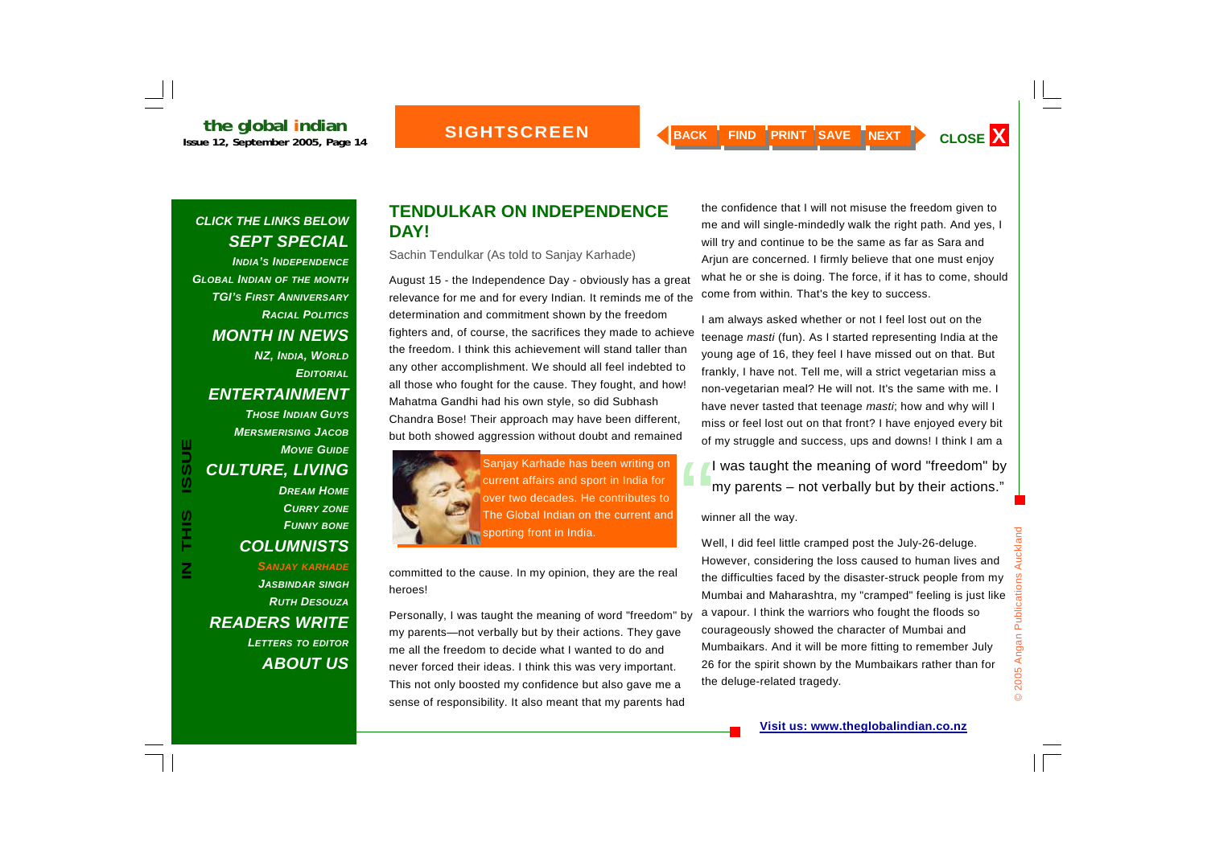## TENDULKAR ON INDEPENDENCE DAY!

Sachin Tendulkar (As told to Sanjay Karhade)

August 15 - the Independence Day - obviously has a great relevance for me and for every Indian. It reminds me of the determination and commitment shown by the freedom fighters and, of course, the sacrifices they made to achieve the freedom. I think this achievement will stand taller than any other accomplishment. We should all feel indebted to all those who fought for the cause. They fought, and how! Mahatma Gandhi had his own style, so did Subhash Chandra Bose! Their approach may have been different, but both showed aggression without doubt and remained committed to the cause. In my opinion, they are the real heroes!

Sanjay Karhade has been writing on current affairs and sport in India for over two decades. He contributes to The Global Indian on the current and sporting front in India.

Personally, I was taught the meaning of word "freedom" by my parents—not verbally but by their actions. They gave me all the freedom to decide what I wanted to do and never forced their ideas. I think this was very important. This not only boosted my confidence but also gave me a sense of responsibility. It also meant that my parents had the confidence that I will not misuse the freedom given to me and will single-mindedly walk the right path. And yes, I will try and continue to be the same as far as Sara and Arjun are concerned. I firmly believe that one must enjoy what he or she is doing. The force, if it has to come, should come from within. That's the key to success.

I am always asked whether or not I feel lost out on the teenage *masti* (fun). As I started representing India at the young age of 16, they feel I have missed out on that. But frankly, I have not. Tell me, will a strict vegetarian miss a non-vegetarian meal? He will not. It's the same with me. I have never tasted that teenage *masti*; how and why will I miss or feel lost out on that front? I have enjoyed every bit of my struggle and success, ups and downs! I think I am a winner all the way.

> "I was taught the meaning of word "freedom" by my parents – not verbally but by their actions."

Well, I did feel little cramped post the July-26-deluge. However, considering the loss caused to human lives and the difficulties faced by the disaster-struck people from my Mumbai and Maharashtra, my "cramped" feeling is just like a vapour. I think the warriors who fought the floods so courageously showed the character of Mumbai and Mumbaikars. And it will be more fitting to remember July 26 for the spirit shown by the Mumbaikars rather than for the deluge-related tragedy.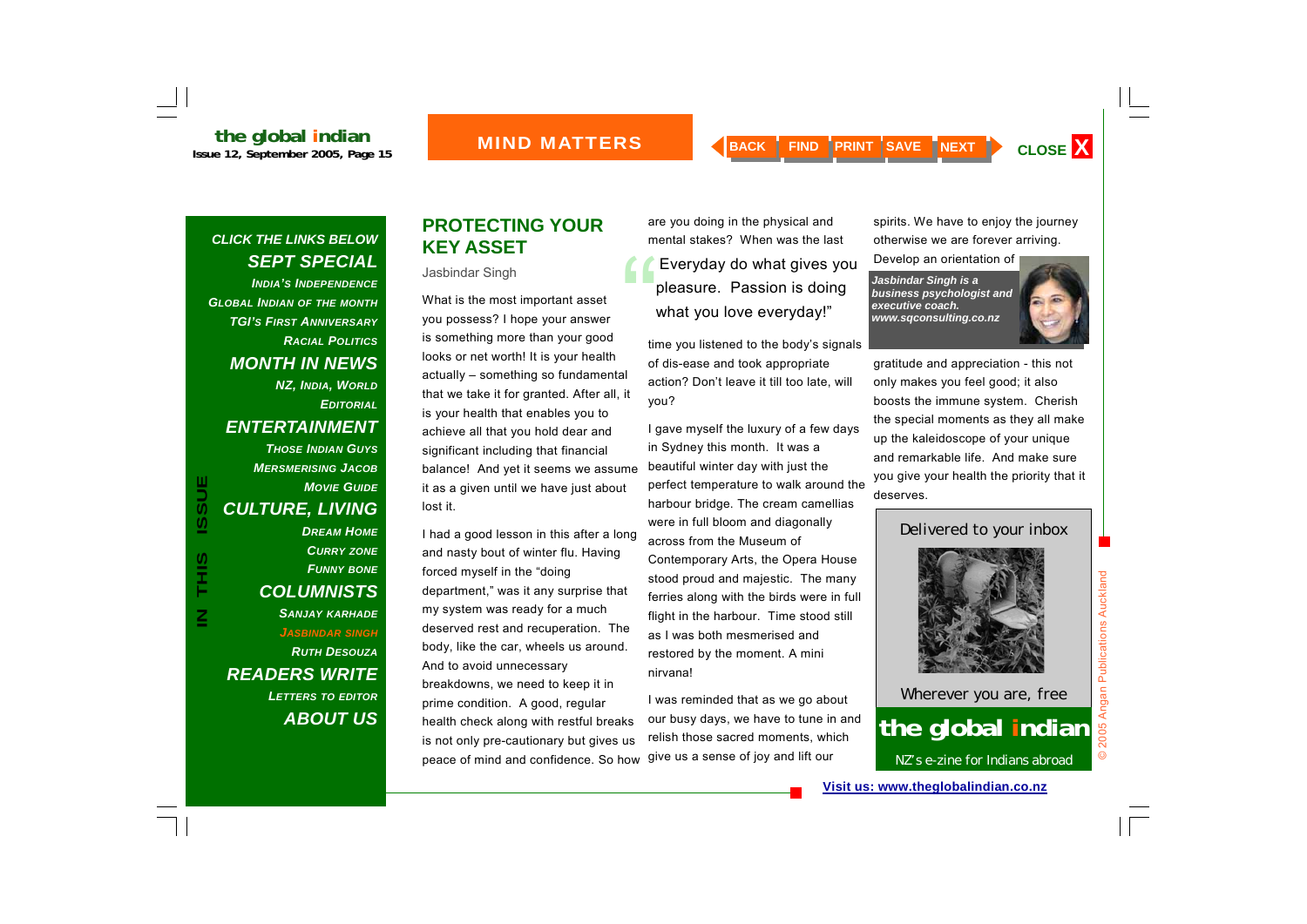## PROTECTING YOUR KEY ASSET

Jasbindar Singh

What is the most important asset you possess? I hope your answer is something more than your good looks or net worth! It is your health actually – something so fundamental that we take it for granted. After all, it is your health that enables you to achieve all that you hold dear and significant including that financial balance! And yet it seems we assume it as a given until we have just about lost it.

I had a good lesson in this after a long and nasty bout of winter flu. Having forced myself in the "doing department," was it any surprise that my system was ready for a much deserved rest and recuperation. The body, like the car, wheels us around. And to avoid unnecessary breakdowns, we need to keep it in prime condition. A good, regular health check along with restful breaks is not only pre-cautionary but gives us peace of mind and confidence. So how are you doing in the physical and mental stakes? When was the last time you listened to the body's signals of dis-ease and took appropriate action? Don't leave it till too late, will you?

> "Everyday do what gives you pleasure. Passion is doing what you love everyday!"

I gave myself the luxury of a few days in Sydney this month. It was a beautiful winter day with just the perfect temperature to walk around the harbour bridge. The cream camellias were in full bloom and diagonally across from the Museum of Contemporary Arts, the Opera House stood proud and majestic. The many ferries along with the birds were in full flight in the harbour. Time stood still as I was both mesmerised and restored by the moment. A mini nirvana!

I was reminded that as we go about our busy days, we have to tune in and relish those sacred moments, which give us a sense of joy and lift our spirits. We have to enjoy the journey otherwise we are forever arriving. Develop an orientation of gratitude and appreciation - this not only makes you feel good; it also boosts the immune system. Cherish the special moments as they all make up the kaleidoscope of your unique and remarkable life. And make sure you give your health the priority that it deserves.

***Jasbindar Singh is a business psychologist and executive coach. www.sqconsulting.co.nz***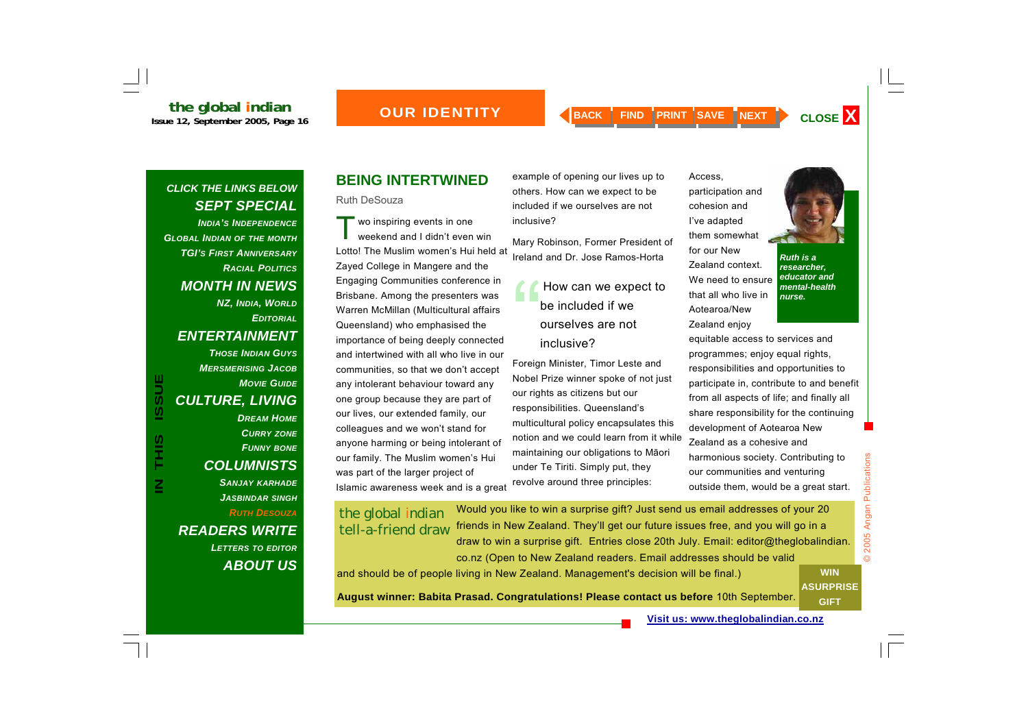## BEING INTERTWINED

Ruth DeSouza

Two inspiring events in one weekend and I didn't even win Lotto! The Muslim women's Hui held at Zayed College in Mangere and the Engaging Communities conference in Brisbane. Among the presenters was Warren McMillan (Multicultural affairs Queensland) who emphasised the importance of being deeply connected and intertwined with all who live in our communities, so that we don't accept any intolerant behaviour toward any one group because they are part of our lives, our extended family, our colleagues and we won't stand for anyone harming or being intolerant of our family. The Muslim women's Hui was part of the larger project of Islamic awareness week and is a great example of opening our lives up to others. How can we expect to be included if we ourselves are not inclusive?

Mary Robinson, Former President of Ireland and Dr. Jose Ramos-Horta

> How can we expect to be included if we ourselves are not inclusive?

Foreign Minister, Timor Leste and Nobel Prize winner spoke of not just our rights as citizens but our responsibilities. Queensland's multicultural policy encapsulates this notion and we could learn from it while maintaining our obligations to Māori under Te Tiriti. Simply put, they revolve around three principles: Access, participation and cohesion and I've adapted them somewhat for our New Zealand context. We need to ensure that all who live in Aotearoa/New Zealand enjoy equitable access to services and programmes; enjoy equal rights, responsibilities and opportunities to participate in, contribute to and benefit from all aspects of life; and finally all share responsibility for the continuing development of Aotearoa New Zealand as a cohesive and harmonious society. Contributing to our communities and venturing outside them, would be a great start.

*Ruth is a researcher, educator and mental-health nurse.*

**the global indian tell-a-friend draw** Would you like to win a surprise gift? Just send us email addresses of your 20 friends in New Zealand. They'll get our future issues free, and you will go in a draw to win a surprise gift. Entries close 20th July. Email: editor@theglobalindian.co.nz (Open to New Zealand readers. Email addresses should be valid and should be of people living in New Zealand. Management's decision will be final.)

**August winner: Babita Prasad. Congratulations! Please contact us before** 10th September.

**WIN ASURPRISE GIFT**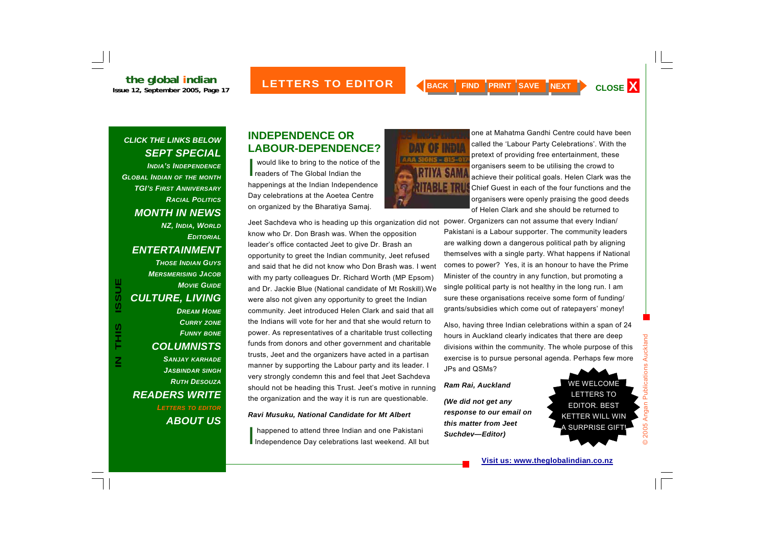## INDEPENDENCE OR LABOUR-DEPENDENCE?

I would like to bring to the notice of the readers of The Global Indian the happenings at the Indian Independence Day celebrations at the Aoetea Centre on organized by the Bharatiya Samaj.

Jeet Sachdeva who is heading up this organization did not know who Dr. Don Brash was. When the opposition leader's office contacted Jeet to give Dr. Brash an opportunity to greet the Indian community, Jeet refused and said that he did not know who Don Brash was. I went with my party colleagues Dr. Richard Worth (MP Epsom) and Dr. Jackie Blue (National candidate of Mt Roskill).We were also not given any opportunity to greet the Indian community. Jeet introduced Helen Clark and said that all the Indians will vote for her and that she would return to power. As representatives of a charitable trust collecting funds from donors and other government and charitable trusts, Jeet and the organizers have acted in a partisan manner by supporting the Labour party and its leader. I very strongly condemn this and feel that Jeet Sachdeva should not be heading this Trust. Jeet's motive in running the organization and the way it is run are questionable.

***Ravi Musuku, National Candidate for Mt Albert***

I happened to attend three Indian and one Pakistani Independence Day celebrations last weekend. All but one at Mahatma Gandhi Centre could have been called the 'Labour Party Celebrations'. With the pretext of providing free entertainment, these organisers seem to be utilising the crowd to achieve their political goals. Helen Clark was the Chief Guest in each of the four functions and the organisers were openly praising the good deeds of Helen Clark and she should be returned to power. Organizers can not assume that every Indian/ Pakistani is a Labour supporter. The community leaders are walking down a dangerous political path by aligning themselves with a single party. What happens if National comes to power? Yes, it is an honour to have the Prime Minister of the country in any function, but promoting a single political party is not healthy in the long run. I am sure these organisations receive some form of funding/ grants/subsidies which come out of ratepayers' money!

Also, having three Indian celebrations within a span of 24 hours in Auckland clearly indicates that there are deep divisions within the community. The whole purpose of this exercise is to pursue personal agenda. Perhaps few more JPs and QSMs?

***Ram Rai, Auckland***

***(We did not get any response to our email on this matter from Jeet Suchdev—Editor)***

WE WELCOME LETTERS TO EDITOR. BEST KETTER WILL WIN A SURPRISE GIFT!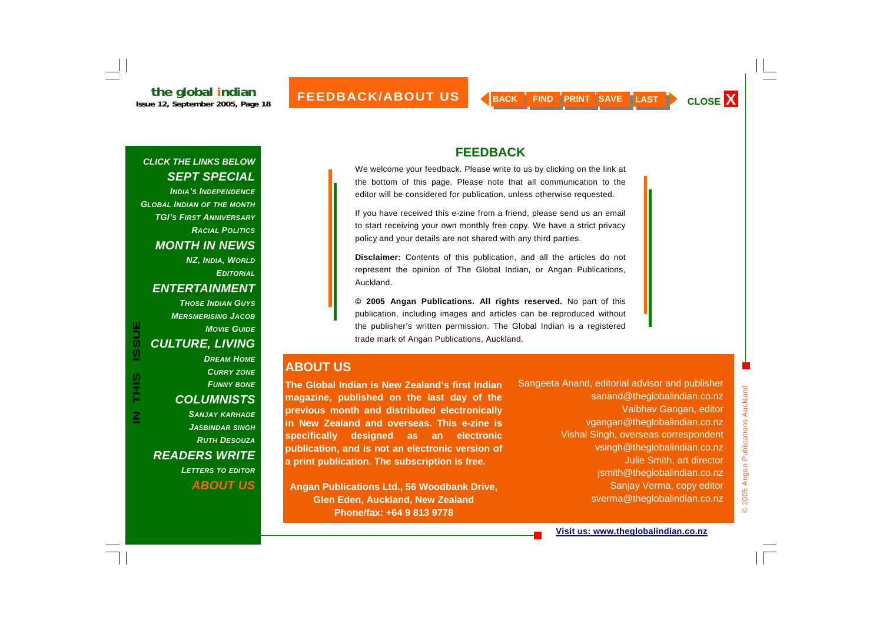# FEEDBACK/ABOUT US

BACK FIND PRINT SAVE LAST CLOSE X

*CLICK THE LINKS BELOW*

***SEPT SPECIAL***

*India's Independence*

*Global Indian of the Month*

*TGI's First Anniversary*

*Racial Politics*

***MONTH IN NEWS***

*NZ, India, World*

*Editorial*

***ENTERTAINMENT***

*Those Indian Guys*

*Mersmerising Jacob*

*Movie Guide*

***CULTURE, LIVING***

*Dream Home*

*Curry Zone*

*Funny Bone*

***COLUMNISTS***

*Sanjay Karhade*

*Jasbindar Singh*

*Ruth DeSouza*

***READERS WRITE***

*Letters to Editor*

***ABOUT US***

**IN THIS ISSUE**

## FEEDBACK

We welcome your feedback. Please write to us by clicking on the link at the bottom of this page. Please note that all communication to the editor will be considered for publication, unless otherwise requested.

If you have received this e-zine from a friend, please send us an email to start receiving your own monthly free copy. We have a strict privacy policy and your details are not shared with any third parties.

**Disclaimer:** Contents of this publication, and all the articles do not represent the opinion of The Global Indian, or Angan Publications, Auckland.

**© 2005 Angan Publications. All rights reserved.** No part of this publication, including images and articles can be reproduced without the publisher's written permission. The Global Indian is a registered trade mark of Angan Publications, Auckland.

## ABOUT US

**The Global Indian is New Zealand's first Indian magazine, published on the last day of the previous month and distributed electronically in New Zealand and overseas. This e-zine is specifically designed as an electronic publication, and is not an electronic version of a print publication. The subscription is free.**

**Angan Publications Ltd., 56 Woodbank Drive, Glen Eden, Auckland, New Zealand**
**Phone/fax: +64 9 813 9778**

Sangeeta Anand, editorial advisor and publisher
sanand@theglobalindian.co.nz
Vaibhav Gangan, editor
vgangan@theglobalindian.co.nz
Vishal Singh, overseas correspondent
vsingh@theglobalindian.co.nz
Julie Smith, art director
jsmith@theglobalindian.co.nz
Sanjay Verma, copy editor
sverma@theglobalindian.co.nz

**Visit us: www.theglobalindian.co.nz**

© 2005 Angan Publications Auckland